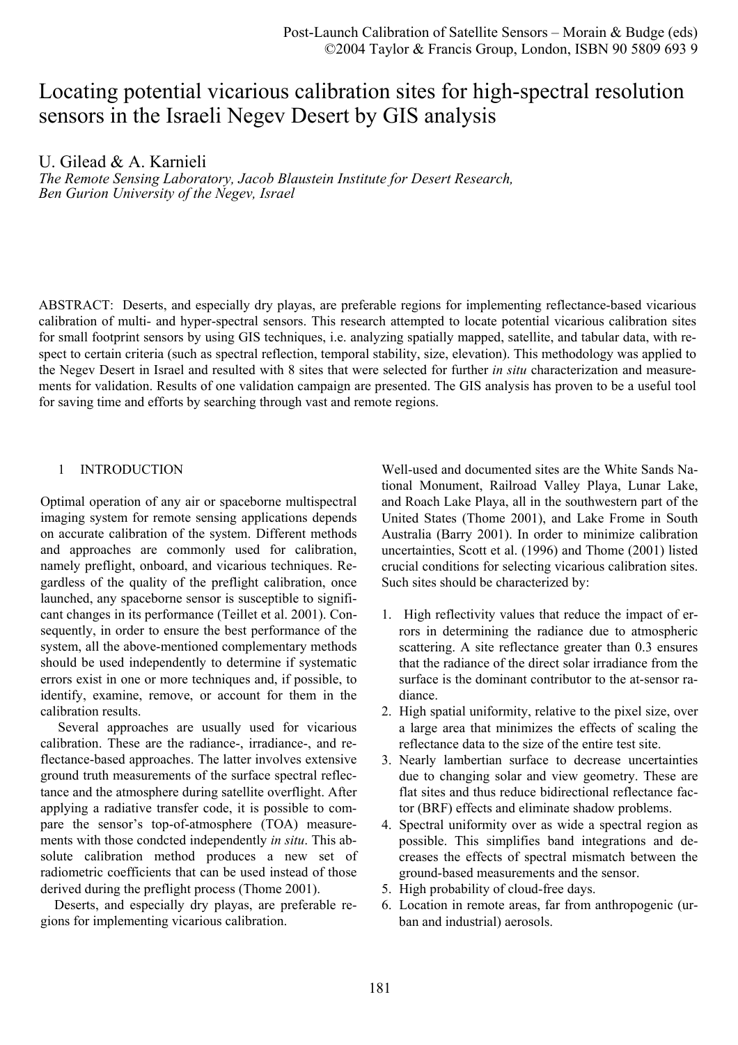# Locating potential vicarious calibration sites for high-spectral resolution sensors in the Israeli Negev Desert by GIS analysis

U. Gilead & A. Karnieli

*The Remote Sensing Laboratory, Jacob Blaustein Institute for Desert Research, Ben Gurion University of the Negev, Israel*

ABSTRACT: Deserts, and especially dry playas, are preferable regions for implementing reflectance-based vicarious calibration of multi- and hyper-spectral sensors. This research attempted to locate potential vicarious calibration sites for small footprint sensors by using GIS techniques, i.e. analyzing spatially mapped, satellite, and tabular data, with respect to certain criteria (such as spectral reflection, temporal stability, size, elevation). This methodology was applied to the Negev Desert in Israel and resulted with 8 sites that were selected for further *in situ* characterization and measurements for validation. Results of one validation campaign are presented. The GIS analysis has proven to be a useful tool for saving time and efforts by searching through vast and remote regions.

## 1 INTRODUCTION

Optimal operation of any air or spaceborne multispectral imaging system for remote sensing applications depends on accurate calibration of the system. Different methods and approaches are commonly used for calibration, namely preflight, onboard, and vicarious techniques. Regardless of the quality of the preflight calibration, once launched, any spaceborne sensor is susceptible to significant changes in its performance (Teillet et al. 2001). Consequently, in order to ensure the best performance of the system, all the above-mentioned complementary methods should be used independently to determine if systematic errors exist in one or more techniques and, if possible, to identify, examine, remove, or account for them in the calibration results.

Several approaches are usually used for vicarious calibration. These are the radiance-, irradiance-, and reflectance-based approaches. The latter involves extensive ground truth measurements of the surface spectral reflectance and the atmosphere during satellite overflight. After applying a radiative transfer code, it is possible to compare the sensor's top-of-atmosphere (TOA) measurements with those condcted independently *in situ*. This absolute calibration method produces a new set of radiometric coefficients that can be used instead of those derived during the preflight process (Thome 2001).

Deserts, and especially dry playas, are preferable regions for implementing vicarious calibration. Well-used and documented sites are the White Sands National Monument, Railroad Valley Playa, Lunar Lake, and Roach Lake Playa, all in the southwestern part of the United States (Thome 2001), and Lake Frome in South Australia (Barry 2001). In order to minimize calibration uncertainties, Scott et al. (1996) and Thome (2001) listed crucial conditions for selecting vicarious calibration sites. Such sites should be characterized by:

1. High reflectivity values that reduce the impact of errors in determining the radiance due to atmospheric scattering. A site reflectance greater than 0.3 ensures that the radiance of the direct solar irradiance from the surface is the dominant contributor to the at-sensor radiance.
2. High spatial uniformity, relative to the pixel size, over a large area that minimizes the effects of scaling the reflectance data to the size of the entire test site.
3. Nearly lambertian surface to decrease uncertainties due to changing solar and view geometry. These are flat sites and thus reduce bidirectional reflectance factor (BRF) effects and eliminate shadow problems.
4. Spectral uniformity over as wide a spectral region as possible. This simplifies band integrations and decreases the effects of spectral mismatch between the ground-based measurements and the sensor.
5. High probability of cloud-free days.
6. Location in remote areas, far from anthropogenic (urban and industrial) aerosols.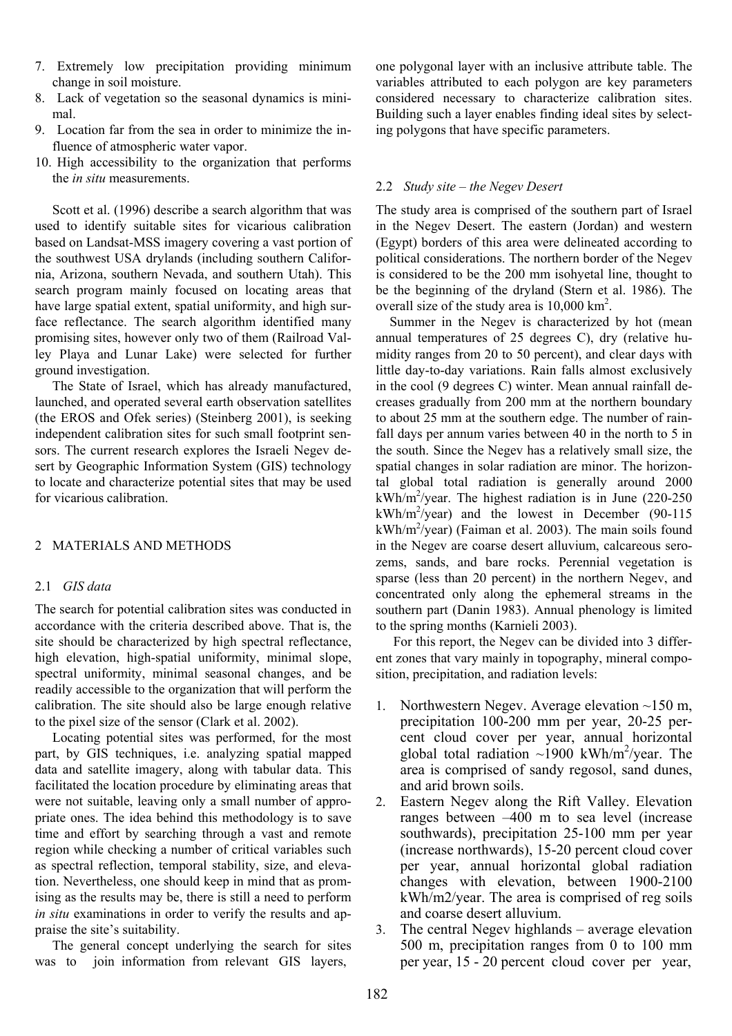7. Extremely low precipitation providing minimum change in soil moisture.
8. Lack of vegetation so the seasonal dynamics is minimal.
9. Location far from the sea in order to minimize the influence of atmospheric water vapor.
10. High accessibility to the organization that performs the *in situ* measurements.

Scott et al. (1996) describe a search algorithm that was used to identify suitable sites for vicarious calibration based on Landsat-MSS imagery covering a vast portion of the southwest USA drylands (including southern California, Arizona, southern Nevada, and southern Utah). This search program mainly focused on locating areas that have large spatial extent, spatial uniformity, and high surface reflectance. The search algorithm identified many promising sites, however only two of them (Railroad Valley Playa and Lunar Lake) were selected for further ground investigation.

The State of Israel, which has already manufactured, launched, and operated several earth observation satellites (the EROS and Ofek series) (Steinberg 2001), is seeking independent calibration sites for such small footprint sensors. The current research explores the Israeli Negev desert by Geographic Information System (GIS) technology to locate and characterize potential sites that may be used for vicarious calibration.

## 2 MATERIALS AND METHODS

### 2.1 *GIS data*

The search for potential calibration sites was conducted in accordance with the criteria described above. That is, the site should be characterized by high spectral reflectance, high elevation, high-spatial uniformity, minimal slope, spectral uniformity, minimal seasonal changes, and be readily accessible to the organization that will perform the calibration. The site should also be large enough relative to the pixel size of the sensor (Clark et al. 2002).

Locating potential sites was performed, for the most part, by GIS techniques, i.e. analyzing spatial mapped data and satellite imagery, along with tabular data. This facilitated the location procedure by eliminating areas that were not suitable, leaving only a small number of appropriate ones. The idea behind this methodology is to save time and effort by searching through a vast and remote region while checking a number of critical variables such as spectral reflection, temporal stability, size, and elevation. Nevertheless, one should keep in mind that as promising as the results may be, there is still a need to perform *in situ* examinations in order to verify the results and appraise the site's suitability.

The general concept underlying the search for sites was to join information from relevant GIS layers, one polygonal layer with an inclusive attribute table. The variables attributed to each polygon are key parameters considered necessary to characterize calibration sites. Building such a layer enables finding ideal sites by selecting polygons that have specific parameters.

### 2.2 *Study site – the Negev Desert*

The study area is comprised of the southern part of Israel in the Negev Desert. The eastern (Jordan) and western (Egypt) borders of this area were delineated according to political considerations. The northern border of the Negev is considered to be the 200 mm isohyetal line, thought to be the beginning of the dryland (Stern et al. 1986). The overall size of the study area is 10,000 km$^2$.

Summer in the Negev is characterized by hot (mean annual temperatures of 25 degrees C), dry (relative humidity ranges from 20 to 50 percent), and clear days with little day-to-day variations. Rain falls almost exclusively in the cool (9 degrees C) winter. Mean annual rainfall decreases gradually from 200 mm at the northern boundary to about 25 mm at the southern edge. The number of rainfall days per annum varies between 40 in the north to 5 in the south. Since the Negev has a relatively small size, the spatial changes in solar radiation are minor. The horizontal global total radiation is generally around 2000 kWh/m$^2$/year. The highest radiation is in June (220-250 kWh/m$^2$/year) and the lowest in December (90-115 kWh/m$^2$/year) (Faiman et al. 2003). The main soils found in the Negev are coarse desert alluvium, calcareous serozems, sands, and bare rocks. Perennial vegetation is sparse (less than 20 percent) in the northern Negev, and concentrated only along the ephemeral streams in the southern part (Danin 1983). Annual phenology is limited to the spring months (Karnieli 2003).

For this report, the Negev can be divided into 3 different zones that vary mainly in topography, mineral composition, precipitation, and radiation levels:

1. Northwestern Negev. Average elevation ~150 m, precipitation 100-200 mm per year, 20-25 percent cloud cover per year, annual horizontal global total radiation ~1900 kWh/m$^2$/year. The area is comprised of sandy regosol, sand dunes, and arid brown soils.
2. Eastern Negev along the Rift Valley. Elevation ranges between –400 m to sea level (increase southwards), precipitation 25-100 mm per year (increase northwards), 15-20 percent cloud cover per year, annual horizontal global radiation changes with elevation, between 1900-2100 kWh/m2/year. The area is comprised of reg soils and coarse desert alluvium.
3. The central Negev highlands – average elevation 500 m, precipitation ranges from 0 to 100 mm per year, 15 - 20 percent cloud cover per year,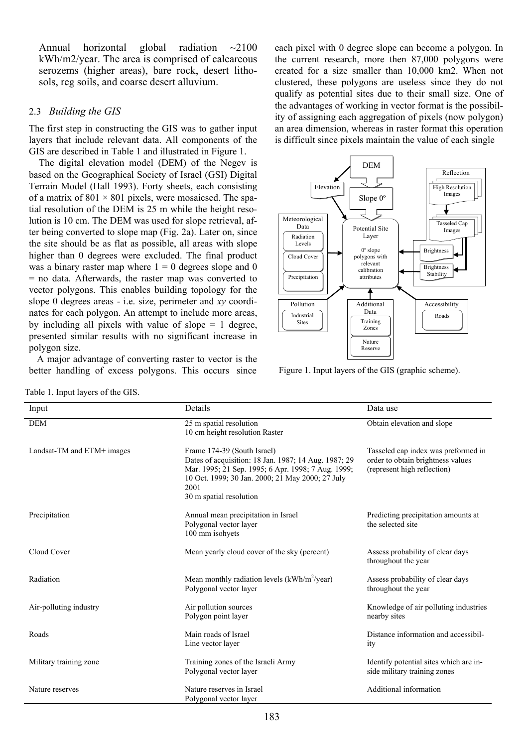Annual horizontal global radiation ~2100 kWh/m2/year. The area is comprised of calcareous serozems (higher areas), bare rock, desert lithosols, reg soils, and coarse desert alluvium.

### 2.3 *Building the GIS*

The first step in constructing the GIS was to gather input layers that include relevant data. All components of the GIS are described in Table 1 and illustrated in Figure 1.

The digital elevation model (DEM) of the Negev is based on the Geographical Society of Israel (GSI) Digital Terrain Model (Hall 1993). Forty sheets, each consisting of a matrix of 801 × 801 pixels, were mosaicsed. The spatial resolution of the DEM is 25 m while the height resolution is 10 cm. The DEM was used for slope retrieval, after being converted to slope map (Fig. 2a). Later on, since the site should be as flat as possible, all areas with slope higher than 0 degrees were excluded. The final product was a binary raster map where 1 = 0 degrees slope and 0 = no data. Afterwards, the raster map was converted to vector polygons. This enables building topology for the slope 0 degrees areas - i.e. size, perimeter and *xy* coordinates for each polygon. An attempt to include more areas, by including all pixels with value of slope = 1 degree, presented similar results with no significant increase in polygon size.

A major advantage of converting raster to vector is the better handling of excess polygons. This occurs since each pixel with 0 degree slope can become a polygon. In the current research, more then 87,000 polygons were created for a size smaller than 10,000 km2. When not clustered, these polygons are useless since they do not qualify as potential sites due to their small size. One of the advantages of working in vector format is the possibility of assigning each aggregation of pixels (now polygon) an area dimension, whereas in raster format this operation is difficult since pixels maintain the value of each single

Figure 1. Input layers of the GIS (graphic scheme).

Table 1. Input layers of the GIS.

| Input | Details | Data use |
|---|---|---|
| DEM | 25 m spatial resolution<br>10 cm height resolution Raster | Obtain elevation and slope |
| Landsat-TM and ETM+ images | Frame 174-39 (South Israel)<br>Dates of acquisition: 18 Jan. 1987; 14 Aug. 1987; 29 Mar. 1995; 21 Sep. 1995; 6 Apr. 1998; 7 Aug. 1999; 10 Oct. 1999; 30 Jan. 2000; 21 May 2000; 27 July 2001<br>30 m spatial resolution | Tasseled cap index was preformed in order to obtain brightness values (represent high reflection) |
| Precipitation | Annual mean precipitation in Israel<br>Polygonal vector layer<br>100 mm isohyets | Predicting precipitation amounts at the selected site |
| Cloud Cover | Mean yearly cloud cover of the sky (percent) | Assess probability of clear days throughout the year |
| Radiation | Mean monthly radiation levels (kWh/m$^2$/year)<br>Polygonal vector layer | Assess probability of clear days throughout the year |
| Air-polluting industry | Air pollution sources<br>Polygon point layer | Knowledge of air polluting industries nearby sites |
| Roads | Main roads of Israel<br>Line vector layer | Distance information and accessibility |
| Military training zone | Training zones of the Israeli Army<br>Polygonal vector layer | Identify potential sites which are inside military training zones |
| Nature reserves | Nature reserves in Israel<br>Polygonal vector layer | Additional information |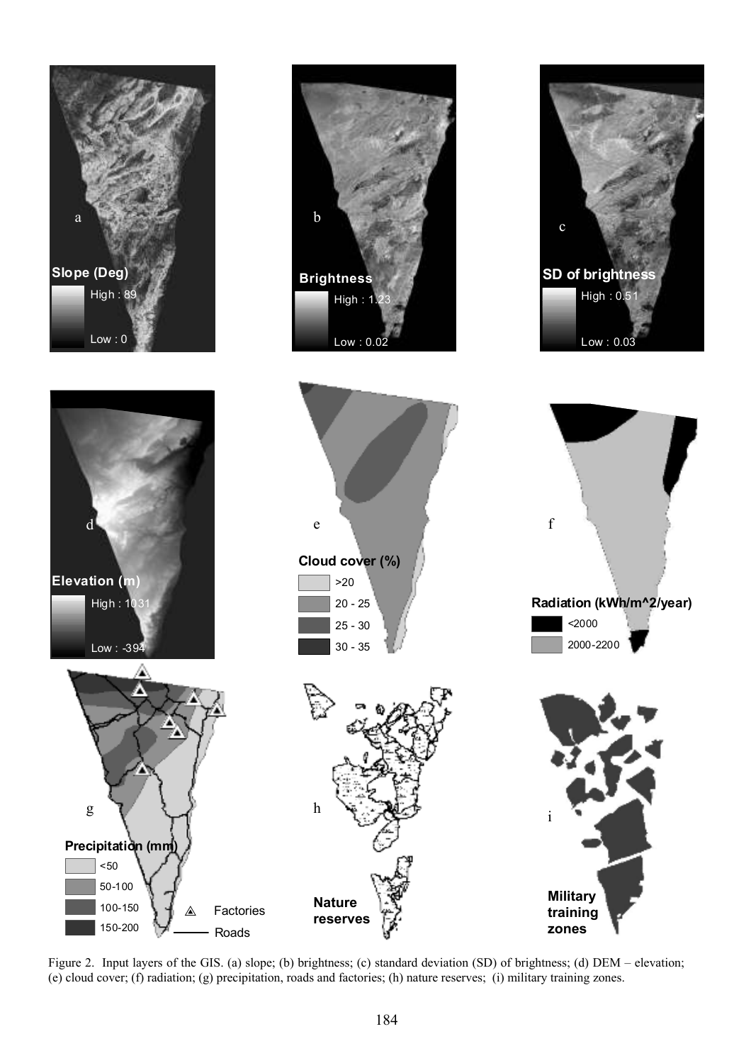Figure 2. Input layers of the GIS. (a) slope; (b) brightness; (c) standard deviation (SD) of brightness; (d) DEM – elevation; (e) cloud cover; (f) radiation; (g) precipitation, roads and factories; (h) nature reserves; (i) military training zones.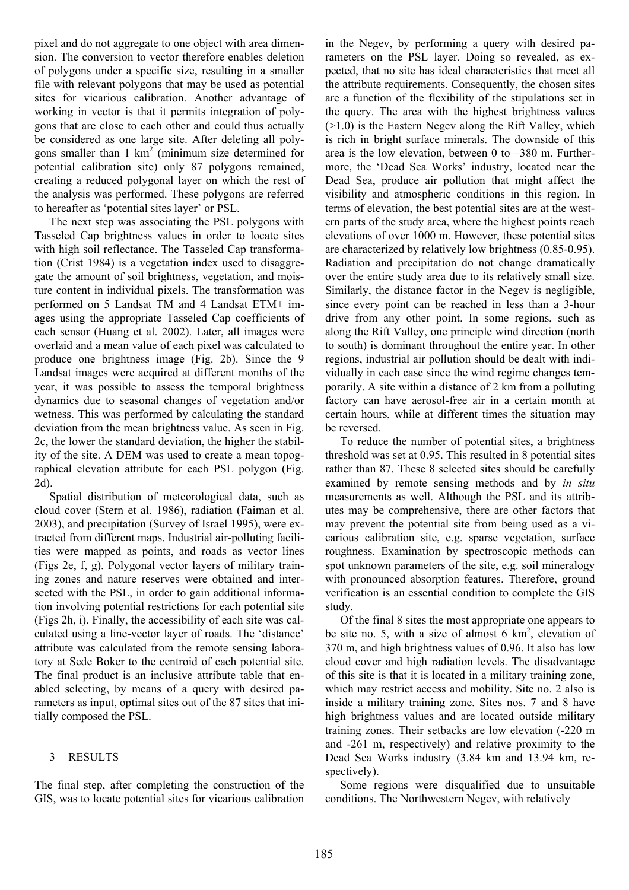pixel and do not aggregate to one object with area dimension. The conversion to vector therefore enables deletion of polygons under a specific size, resulting in a smaller file with relevant polygons that may be used as potential sites for vicarious calibration. Another advantage of working in vector is that it permits integration of polygons that are close to each other and could thus actually be considered as one large site. After deleting all polygons smaller than 1 km$^2$ (minimum size determined for potential calibration site) only 87 polygons remained, creating a reduced polygonal layer on which the rest of the analysis was performed. These polygons are referred to hereafter as 'potential sites layer' or PSL.

The next step was associating the PSL polygons with Tasseled Cap brightness values in order to locate sites with high soil reflectance. The Tasseled Cap transformation (Crist 1984) is a vegetation index used to disaggregate the amount of soil brightness, vegetation, and moisture content in individual pixels. The transformation was performed on 5 Landsat TM and 4 Landsat ETM+ images using the appropriate Tasseled Cap coefficients of each sensor (Huang et al. 2002). Later, all images were overlaid and a mean value of each pixel was calculated to produce one brightness image (Fig. 2b). Since the 9 Landsat images were acquired at different months of the year, it was possible to assess the temporal brightness dynamics due to seasonal changes of vegetation and/or wetness. This was performed by calculating the standard deviation from the mean brightness value. As seen in Fig. 2c, the lower the standard deviation, the higher the stability of the site. A DEM was used to create a mean topographical elevation attribute for each PSL polygon (Fig. 2d).

Spatial distribution of meteorological data, such as cloud cover (Stern et al. 1986), radiation (Faiman et al. 2003), and precipitation (Survey of Israel 1995), were extracted from different maps. Industrial air-polluting facilities were mapped as points, and roads as vector lines (Figs 2e, f, g). Polygonal vector layers of military training zones and nature reserves were obtained and intersected with the PSL, in order to gain additional information involving potential restrictions for each potential site (Figs 2h, i). Finally, the accessibility of each site was calculated using a line-vector layer of roads. The 'distance' attribute was calculated from the remote sensing laboratory at Sede Boker to the centroid of each potential site. The final product is an inclusive attribute table that enabled selecting, by means of a query with desired parameters as input, optimal sites out of the 87 sites that initially composed the PSL.

## 3 RESULTS

The final step, after completing the construction of the GIS, was to locate potential sites for vicarious calibration in the Negev, by performing a query with desired parameters on the PSL layer. Doing so revealed, as expected, that no site has ideal characteristics that meet all the attribute requirements. Consequently, the chosen sites are a function of the flexibility of the stipulations set in the query. The area with the highest brightness values (>1.0) is the Eastern Negev along the Rift Valley, which is rich in bright surface minerals. The downside of this area is the low elevation, between 0 to –380 m. Furthermore, the 'Dead Sea Works' industry, located near the Dead Sea, produce air pollution that might affect the visibility and atmospheric conditions in this region. In terms of elevation, the best potential sites are at the western parts of the study area, where the highest points reach elevations of over 1000 m. However, these potential sites are characterized by relatively low brightness (0.85-0.95). Radiation and precipitation do not change dramatically over the entire study area due to its relatively small size. Similarly, the distance factor in the Negev is negligible, since every point can be reached in less than a 3-hour drive from any other point. In some regions, such as along the Rift Valley, one principle wind direction (north to south) is dominant throughout the entire year. In other regions, industrial air pollution should be dealt with individually in each case since the wind regime changes temporarily. A site within a distance of 2 km from a polluting factory can have aerosol-free air in a certain month at certain hours, while at different times the situation may be reversed.

To reduce the number of potential sites, a brightness threshold was set at 0.95. This resulted in 8 potential sites rather than 87. These 8 selected sites should be carefully examined by remote sensing methods and by *in situ* measurements as well. Although the PSL and its attributes may be comprehensive, there are other factors that may prevent the potential site from being used as a vicarious calibration site, e.g. sparse vegetation, surface roughness. Examination by spectroscopic methods can spot unknown parameters of the site, e.g. soil mineralogy with pronounced absorption features. Therefore, ground verification is an essential condition to complete the GIS study.

Of the final 8 sites the most appropriate one appears to be site no. 5, with a size of almost 6 km$^2$, elevation of 370 m, and high brightness values of 0.96. It also has low cloud cover and high radiation levels. The disadvantage of this site is that it is located in a military training zone, which may restrict access and mobility. Site no. 2 also is inside a military training zone. Sites nos. 7 and 8 have high brightness values and are located outside military training zones. Their setbacks are low elevation (-220 m and -261 m, respectively) and relative proximity to the Dead Sea Works industry (3.84 km and 13.94 km, respectively).

Some regions were disqualified due to unsuitable conditions. The Northwestern Negev, with relatively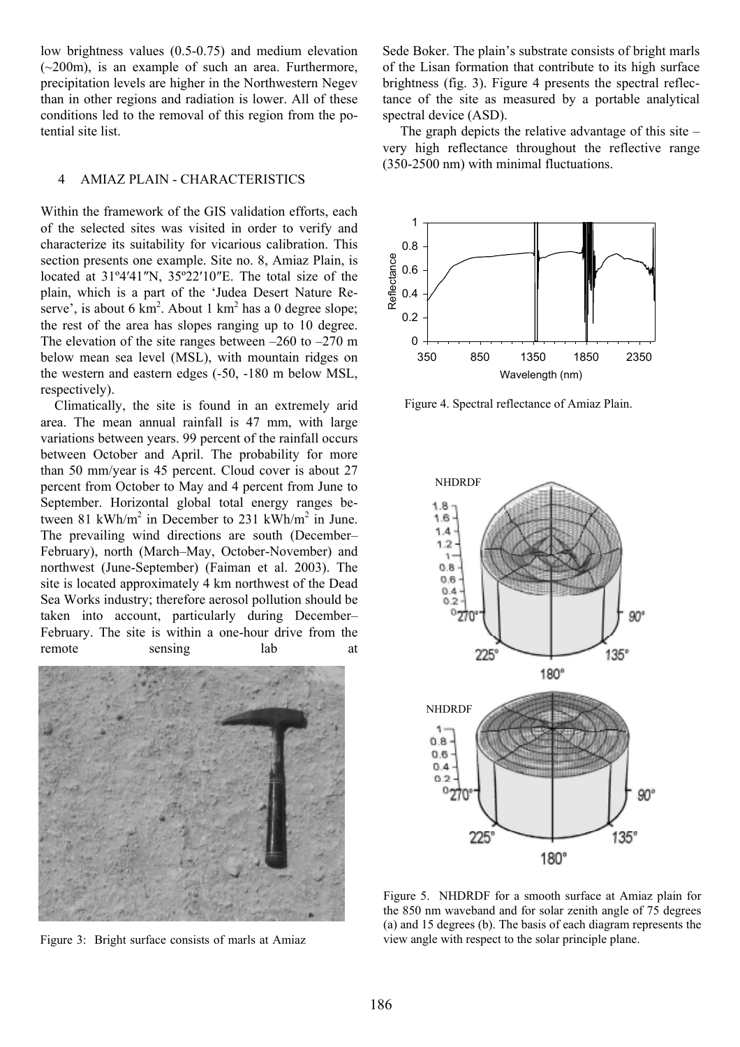low brightness values (0.5-0.75) and medium elevation (~200m), is an example of such an area. Furthermore, precipitation levels are higher in the Northwestern Negev than in other regions and radiation is lower. All of these conditions led to the removal of this region from the potential site list.

## 4 AMIAZ PLAIN - CHARACTERISTICS

Within the framework of the GIS validation efforts, each of the selected sites was visited in order to verify and characterize its suitability for vicarious calibration. This section presents one example. Site no. 8, Amiaz Plain, is located at 31º4′41″N, 35º22′10″E. The total size of the plain, which is a part of the 'Judea Desert Nature Reserve', is about 6 km$^2$. About 1 km$^2$ has a 0 degree slope; the rest of the area has slopes ranging up to 10 degree. The elevation of the site ranges between –260 to –270 m below mean sea level (MSL), with mountain ridges on the western and eastern edges (-50, -180 m below MSL, respectively).

Climatically, the site is found in an extremely arid area. The mean annual rainfall is 47 mm, with large variations between years. 99 percent of the rainfall occurs between October and April. The probability for more than 50 mm/year is 45 percent. Cloud cover is about 27 percent from October to May and 4 percent from June to September. Horizontal global total energy ranges between 81 kWh/m$^2$ in December to 231 kWh/m$^2$ in June. The prevailing wind directions are south (December–February), north (March–May, October-November) and northwest (June-September) (Faiman et al. 2003). The site is located approximately 4 km northwest of the Dead Sea Works industry; therefore aerosol pollution should be taken into account, particularly during December–February. The site is within a one-hour drive from the remote sensing lab at Sede Boker. The plain's substrate consists of bright marls of the Lisan formation that contribute to its high surface brightness (fig. 3). Figure 4 presents the spectral reflectance of the site as measured by a portable analytical spectral device (ASD).

Figure 3: Bright surface consists of marls at Amiaz

The graph depicts the relative advantage of this site – very high reflectance throughout the reflective range (350-2500 nm) with minimal fluctuations.

Figure 4. Spectral reflectance of Amiaz Plain.

Figure 5. NHDRDF for a smooth surface at Amiaz plain for the 850 nm waveband and for solar zenith angle of 75 degrees (a) and 15 degrees (b). The basis of each diagram represents the view angle with respect to the solar principle plane.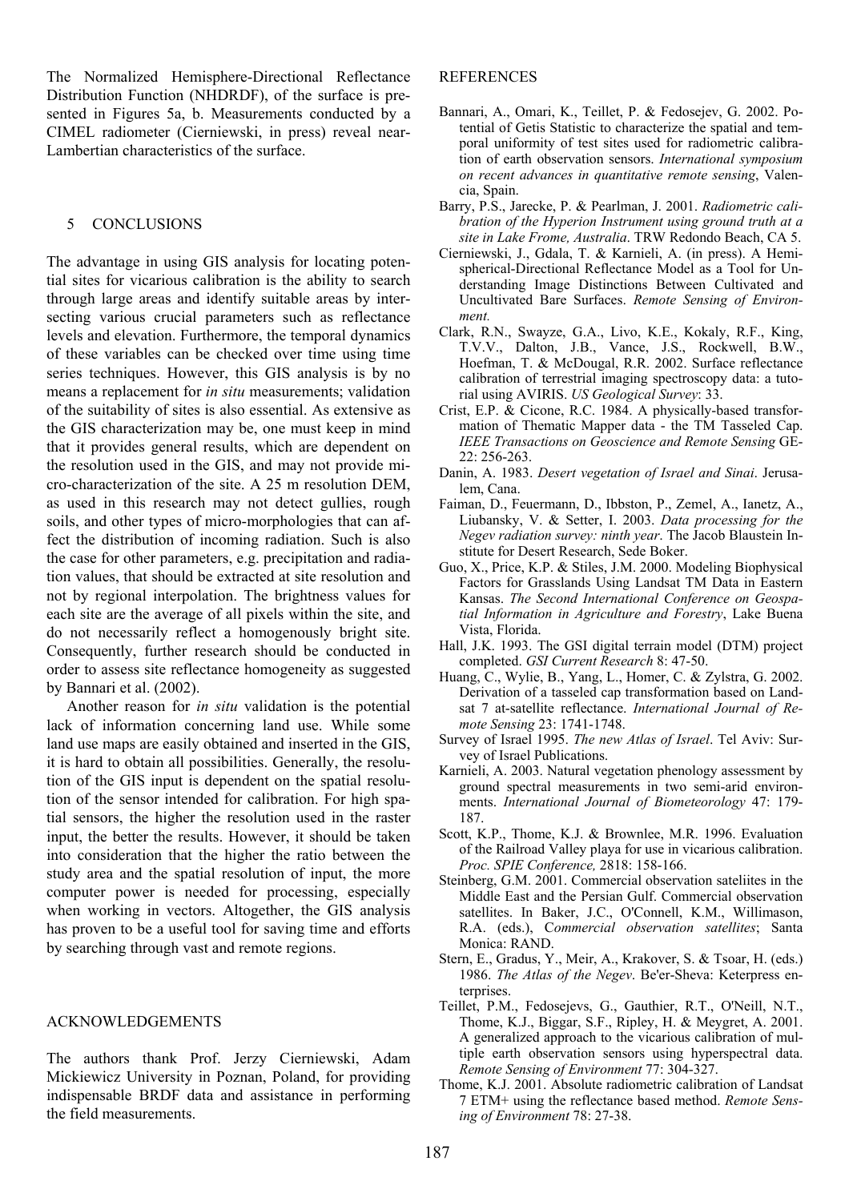The Normalized Hemisphere-Directional Reflectance Distribution Function (NHDRDF), of the surface is presented in Figures 5a, b. Measurements conducted by a CIMEL radiometer (Cierniewski, in press) reveal near-Lambertian characteristics of the surface.

## 5 CONCLUSIONS

The advantage in using GIS analysis for locating potential sites for vicarious calibration is the ability to search through large areas and identify suitable areas by intersecting various crucial parameters such as reflectance levels and elevation. Furthermore, the temporal dynamics of these variables can be checked over time using time series techniques. However, this GIS analysis is by no means a replacement for *in situ* measurements; validation of the suitability of sites is also essential. As extensive as the GIS characterization may be, one must keep in mind that it provides general results, which are dependent on the resolution used in the GIS, and may not provide micro-characterization of the site. A 25 m resolution DEM, as used in this research may not detect gullies, rough soils, and other types of micro-morphologies that can affect the distribution of incoming radiation. Such is also the case for other parameters, e.g. precipitation and radiation values, that should be extracted at site resolution and not by regional interpolation. The brightness values for each site are the average of all pixels within the site, and do not necessarily reflect a homogenously bright site. Consequently, further research should be conducted in order to assess site reflectance homogeneity as suggested by Bannari et al. (2002).

Another reason for *in situ* validation is the potential lack of information concerning land use. While some land use maps are easily obtained and inserted in the GIS, it is hard to obtain all possibilities. Generally, the resolution of the GIS input is dependent on the spatial resolution of the sensor intended for calibration. For high spatial sensors, the higher the resolution used in the raster input, the better the results. However, it should be taken into consideration that the higher the ratio between the study area and the spatial resolution of input, the more computer power is needed for processing, especially when working in vectors. Altogether, the GIS analysis has proven to be a useful tool for saving time and efforts by searching through vast and remote regions.

## ACKNOWLEDGEMENTS

The authors thank Prof. Jerzy Cierniewski, Adam Mickiewicz University in Poznan, Poland, for providing indispensable BRDF data and assistance in performing the field measurements.

## REFERENCES

Bannari, A., Omari, K., Teillet, P. & Fedosejev, G. 2002. Potential of Getis Statistic to characterize the spatial and temporal uniformity of test sites used for radiometric calibration of earth observation sensors. *International symposium on recent advances in quantitative remote sensing*, Valencia, Spain.

Barry, P.S., Jarecke, P. & Pearlman, J. 2001. *Radiometric calibration of the Hyperion Instrument using ground truth at a site in Lake Frome, Australia*. TRW Redondo Beach, CA 5.

Cierniewski, J., Gdala, T. & Karnieli, A. (in press). A Hemispherical-Directional Reflectance Model as a Tool for Understanding Image Distinctions Between Cultivated and Uncultivated Bare Surfaces. *Remote Sensing of Environment.*

Clark, R.N., Swayze, G.A., Livo, K.E., Kokaly, R.F., King, T.V.V., Dalton, J.B., Vance, J.S., Rockwell, B.W., Hoefman, T. & McDougal, R.R. 2002. Surface reflectance calibration of terrestrial imaging spectroscopy data: a tutorial using AVIRIS. *US Geological Survey*: 33.

Crist, E.P. & Cicone, R.C. 1984. A physically-based transformation of Thematic Mapper data - the TM Tasseled Cap. *IEEE Transactions on Geoscience and Remote Sensing* GE-22: 256-263.

Danin, A. 1983. *Desert vegetation of Israel and Sinai*. Jerusalem, Cana.

Faiman, D., Feuermann, D., Ibbston, P., Zemel, A., Ianetz, A., Liubansky, V. & Setter, I. 2003. *Data processing for the Negev radiation survey: ninth year*. The Jacob Blaustein Institute for Desert Research, Sede Boker.

Guo, X., Price, K.P. & Stiles, J.M. 2000. Modeling Biophysical Factors for Grasslands Using Landsat TM Data in Eastern Kansas. *The Second International Conference on Geospatial Information in Agriculture and Forestry*, Lake Buena Vista, Florida.

Hall, J.K. 1993. The GSI digital terrain model (DTM) project completed. *GSI Current Research* 8: 47-50.

Huang, C., Wylie, B., Yang, L., Homer, C. & Zylstra, G. 2002. Derivation of a tasseled cap transformation based on Landsat 7 at-satellite reflectance. *International Journal of Remote Sensing* 23: 1741-1748.

Survey of Israel 1995. *The new Atlas of Israel*. Tel Aviv: Survey of Israel Publications.

Karnieli, A. 2003. Natural vegetation phenology assessment by ground spectral measurements in two semi-arid environments. *International Journal of Biometeorology* 47: 179-187.

Scott, K.P., Thome, K.J. & Brownlee, M.R. 1996. Evaluation of the Railroad Valley playa for use in vicarious calibration. *Proc. SPIE Conference,* 2818: 158-166.

Steinberg, G.M. 2001. Commercial observation sateliites in the Middle East and the Persian Gulf. Commercial observation satellites. In Baker, J.C., O'Connell, K.M., Willimason, R.A. (eds.), *Commercial observation satellites*; Santa Monica: RAND.

Stern, E., Gradus, Y., Meir, A., Krakover, S. & Tsoar, H. (eds.) 1986. *The Atlas of the Negev*. Be'er-Sheva: Keterpress enterprises.

Teillet, P.M., Fedosejevs, G., Gauthier, R.T., O'Neill, N.T., Thome, K.J., Biggar, S.F., Ripley, H. & Meygret, A. 2001. A generalized approach to the vicarious calibration of multiple earth observation sensors using hyperspectral data. *Remote Sensing of Environment* 77: 304-327.

Thome, K.J. 2001. Absolute radiometric calibration of Landsat 7 ETM+ using the reflectance based method. *Remote Sensing of Environment* 78: 27-38.